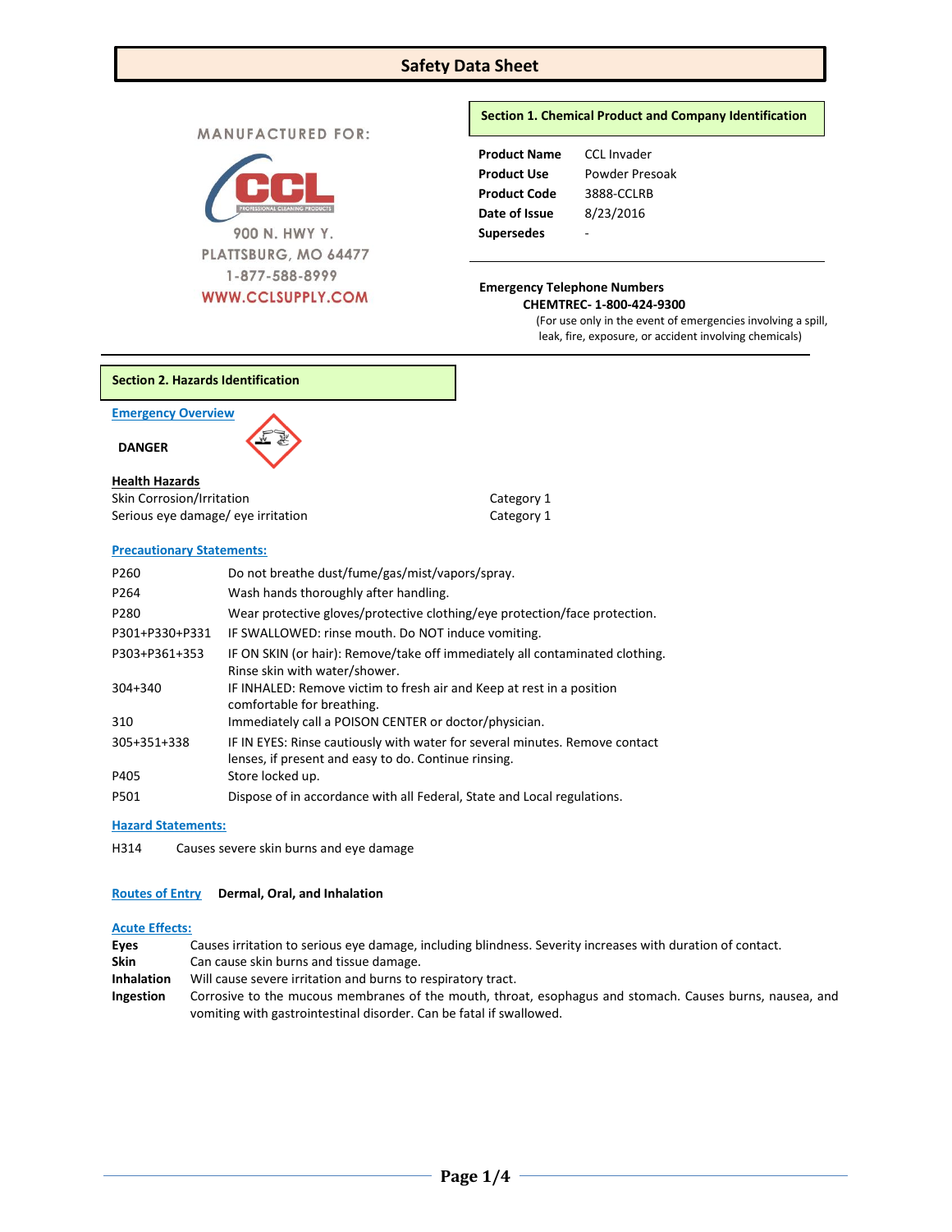# Safety Data Sheet

MANUFACTURED FOR:

CCL
PROFESSIONAL CLEANING PRODUCTS

900 N. HWY Y.
PLATTSBURG, MO 64477
1-877-588-8999
WWW.CCLSUPPLY.COM

## Section 1. Chemical Product and Company Identification

| | |
|---|---|
| **Product Name** | CCL Invader |
| **Product Use** | Powder Presoak |
| **Product Code** | 3888-CCLRB |
| **Date of Issue** | 8/23/2016 |
| **Supersedes** | - |

**Emergency Telephone Numbers**
**CHEMTREC- 1-800-424-9300**
(For use only in the event of emergencies involving a spill, leak, fire, exposure, or accident involving chemicals)

## Section 2. Hazards Identification

**Emergency Overview**

**DANGER**

**Health Hazards**

| | |
|---|---|
| Skin Corrosion/Irritation | Category 1 |
| Serious eye damage/ eye irritation | Category 1 |

**Precautionary Statements:**

| | |
|---|---|
| P260 | Do not breathe dust/fume/gas/mist/vapors/spray. |
| P264 | Wash hands thoroughly after handling. |
| P280 | Wear protective gloves/protective clothing/eye protection/face protection. |
| P301+P330+P331 | IF SWALLOWED: rinse mouth. Do NOT induce vomiting. |
| P303+P361+353 | IF ON SKIN (or hair): Remove/take off immediately all contaminated clothing. Rinse skin with water/shower. |
| 304+340 | IF INHALED: Remove victim to fresh air and Keep at rest in a position comfortable for breathing. |
| 310 | Immediately call a POISON CENTER or doctor/physician. |
| 305+351+338 | IF IN EYES: Rinse cautiously with water for several minutes. Remove contact lenses, if present and easy to do. Continue rinsing. |
| P405 | Store locked up. |
| P501 | Dispose of in accordance with all Federal, State and Local regulations. |

**Hazard Statements:**

H314 Causes severe skin burns and eye damage

**Routes of Entry** **Dermal, Oral, and Inhalation**

**Acute Effects:**

**Eyes** Causes irritation to serious eye damage, including blindness. Severity increases with duration of contact.
**Skin** Can cause skin burns and tissue damage.
**Inhalation** Will cause severe irritation and burns to respiratory tract.
**Ingestion** Corrosive to the mucous membranes of the mouth, throat, esophagus and stomach. Causes burns, nausea, and vomiting with gastrointestinal disorder. Can be fatal if swallowed.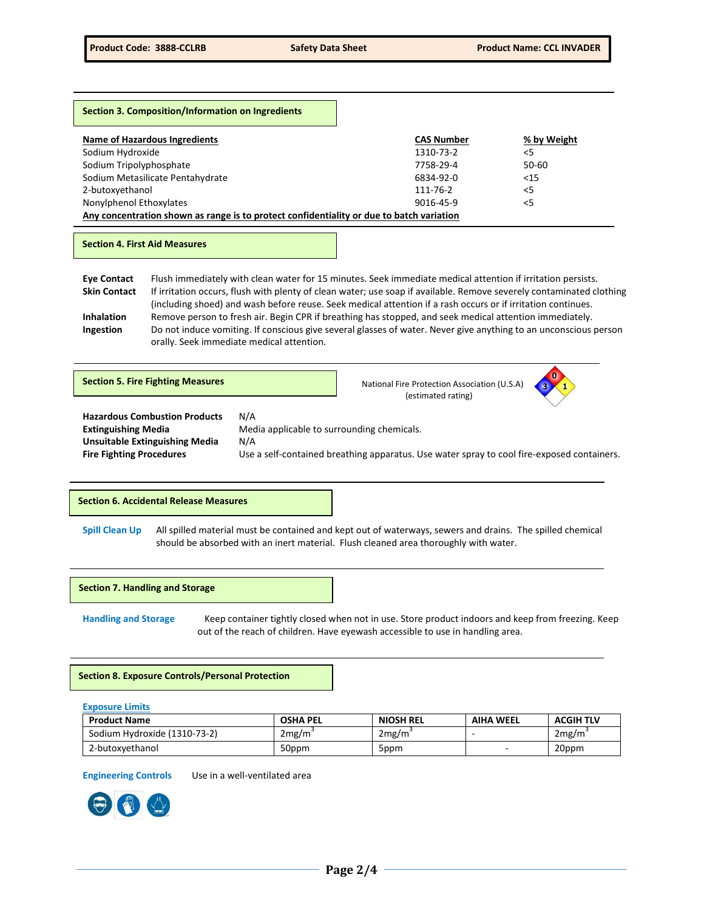## Section 3. Composition/Information on Ingredients

| Name of Hazardous Ingredients | CAS Number | % by Weight |
|---|---|---|
| Sodium Hydroxide | 1310-73-2 | <5 |
| Sodium Tripolyphosphate | 7758-29-4 | 50-60 |
| Sodium Metasilicate Pentahydrate | 6834-92-0 | <15 |
| 2-butoxyethanol | 111-76-2 | <5 |
| Nonylphenol Ethoxylates | 9016-45-9 | <5 |

**Any concentration shown as range is to protect confidentiality or due to batch variation**

## Section 4. First Aid Measures

**Eye Contact** Flush immediately with clean water for 15 minutes. Seek immediate medical attention if irritation persists.

**Skin Contact** If irritation occurs, flush with plenty of clean water; use soap if available. Remove severely contaminated clothing (including shoed) and wash before reuse. Seek medical attention if a rash occurs or if irritation continues.

**Inhalation** Remove person to fresh air. Begin CPR if breathing has stopped, and seek medical attention immediately.

**Ingestion** Do not induce vomiting. If conscious give several glasses of water. Never give anything to an unconscious person orally. Seek immediate medical attention.

## Section 5. Fire Fighting Measures

National Fire Protection Association (U.S.A) (estimated rating)

Health: 3, Flammability: 0, Reactivity: 1

**Hazardous Combustion Products** N/A

**Extinguishing Media** Media applicable to surrounding chemicals.

**Unsuitable Extinguishing Media** N/A

**Fire Fighting Procedures** Use a self-contained breathing apparatus. Use water spray to cool fire-exposed containers.

## Section 6. Accidental Release Measures

**Spill Clean Up** All spilled material must be contained and kept out of waterways, sewers and drains. The spilled chemical should be absorbed with an inert material. Flush cleaned area thoroughly with water.

## Section 7. Handling and Storage

**Handling and Storage** Keep container tightly closed when not in use. Store product indoors and keep from freezing. Keep out of the reach of children. Have eyewash accessible to use in handling area.

## Section 8. Exposure Controls/Personal Protection

**Exposure Limits**

| Product Name | OSHA PEL | NIOSH REL | AIHA WEEL | ACGIH TLV |
|---|---|---|---|---|
| Sodium Hydroxide (1310-73-2) | $2mg/m^3$ | $2mg/m^3$ | - | $2mg/m^3$ |
| 2-butoxyethanol | 50ppm | 5ppm | - | 20ppm |

**Engineering Controls** Use in a well-ventilated area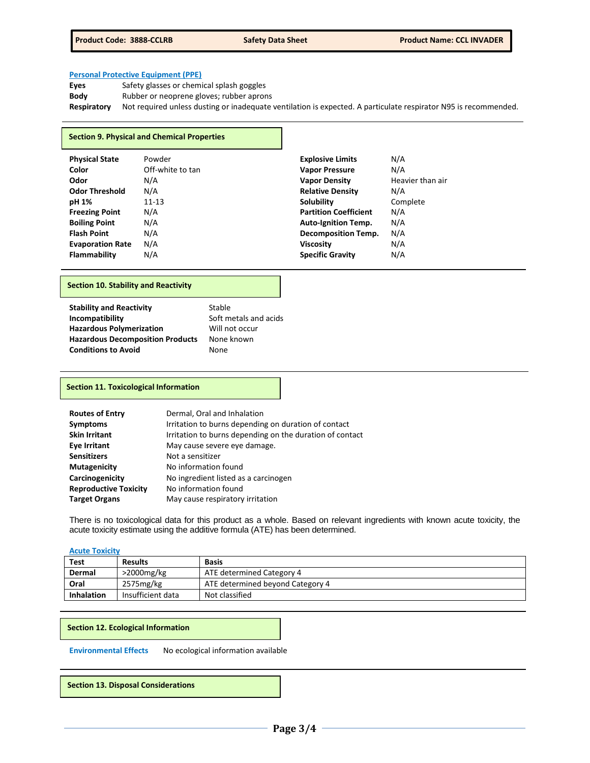### Personal Protective Equipment (PPE)

**Eyes** Safety glasses or chemical splash goggles

**Body** Rubber or neoprene gloves; rubber aprons

**Respiratory** Not required unless dusting or inadequate ventilation is expected. A particulate respirator N95 is recommended.

## Section 9. Physical and Chemical Properties

| | | | |
|---|---|---|---|
| **Physical State** | Powder | **Explosive Limits** | N/A |
| **Color** | Off-white to tan | **Vapor Pressure** | N/A |
| **Odor** | N/A | **Vapor Density** | Heavier than air |
| **Odor Threshold** | N/A | **Relative Density** | N/A |
| **pH 1%** | 11-13 | **Solubility** | Complete |
| **Freezing Point** | N/A | **Partition Coefficient** | N/A |
| **Boiling Point** | N/A | **Auto-Ignition Temp.** | N/A |
| **Flash Point** | N/A | **Decomposition Temp.** | N/A |
| **Evaporation Rate** | N/A | **Viscosity** | N/A |
| **Flammability** | N/A | **Specific Gravity** | N/A |

## Section 10. Stability and Reactivity

| | |
|---|---|
| **Stability and Reactivity** | Stable |
| **Incompatibility** | Soft metals and acids |
| **Hazardous Polymerization** | Will not occur |
| **Hazardous Decomposition Products** | None known |
| **Conditions to Avoid** | None |

## Section 11. Toxicological Information

| | |
|---|---|
| **Routes of Entry** | Dermal, Oral and Inhalation |
| **Symptoms** | Irritation to burns depending on duration of contact |
| **Skin Irritant** | Irritation to burns depending on the duration of contact |
| **Eye Irritant** | May cause severe eye damage. |
| **Sensitizers** | Not a sensitizer |
| **Mutagenicity** | No information found |
| **Carcinogenicity** | No ingredient listed as a carcinogen |
| **Reproductive Toxicity** | No information found |
| **Target Organs** | May cause respiratory irritation |

There is no toxicological data for this product as a whole. Based on relevant ingredients with known acute toxicity, the acute toxicity estimate using the additive formula (ATE) has been determined.

### Acute Toxicity

| Test | Results | Basis |
|---|---|---|
| **Dermal** | >2000mg/kg | ATE determined Category 4 |
| **Oral** | 2575mg/kg | ATE determined beyond Category 4 |
| **Inhalation** | Insufficient data | Not classified |

## Section 12. Ecological Information

**Environmental Effects** No ecological information available

## Section 13. Disposal Considerations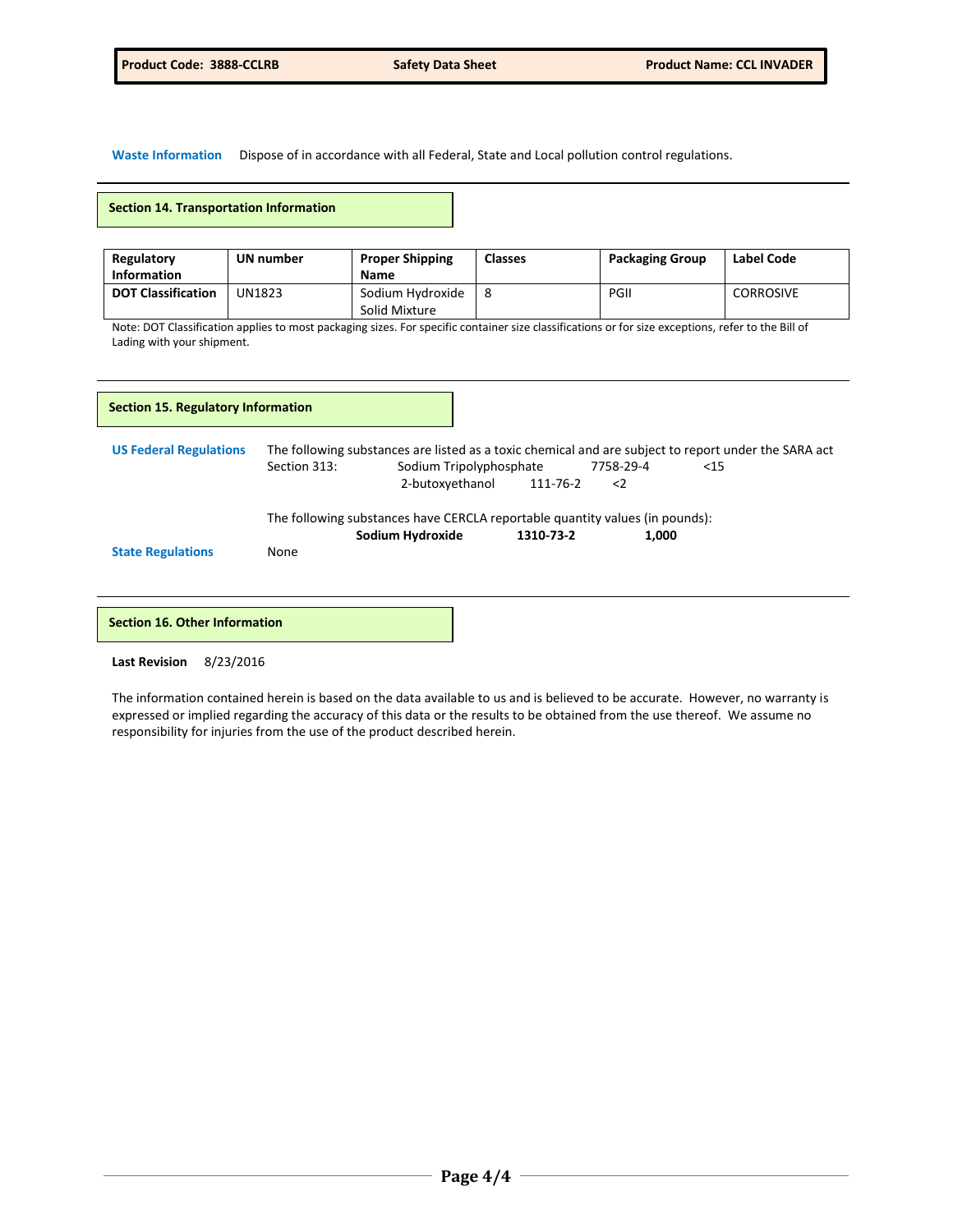**Waste Information** Dispose of in accordance with all Federal, State and Local pollution control regulations.

## Section 14. Transportation Information

| Regulatory Information | UN number | Proper Shipping Name | Classes | Packaging Group | Label Code |
| --- | --- | --- | --- | --- | --- |
| **DOT Classification** | UN1823 | Sodium Hydroxide Solid Mixture | 8 | PGII | CORROSIVE |

Note: DOT Classification applies to most packaging sizes. For specific container size classifications or for size exceptions, refer to the Bill of Lading with your shipment.

## Section 15. Regulatory Information

**US Federal Regulations** The following substances are listed as a toxic chemical and are subject to report under the SARA act Section 313:

| | | |
| --- | --- | --- |
| Sodium Tripolyphosphate | 7758-29-4 | <15 |
| 2-butoxyethanol | 111-76-2 | <2 |

The following substances have CERCLA reportable quantity values (in pounds):

| | | |
| --- | --- | --- |
| **Sodium Hydroxide** | **1310-73-2** | **1,000** |

**State Regulations** None

## Section 16. Other Information

**Last Revision** 8/23/2016

The information contained herein is based on the data available to us and is believed to be accurate. However, no warranty is expressed or implied regarding the accuracy of this data or the results to be obtained from the use thereof. We assume no responsibility for injuries from the use of the product described herein.